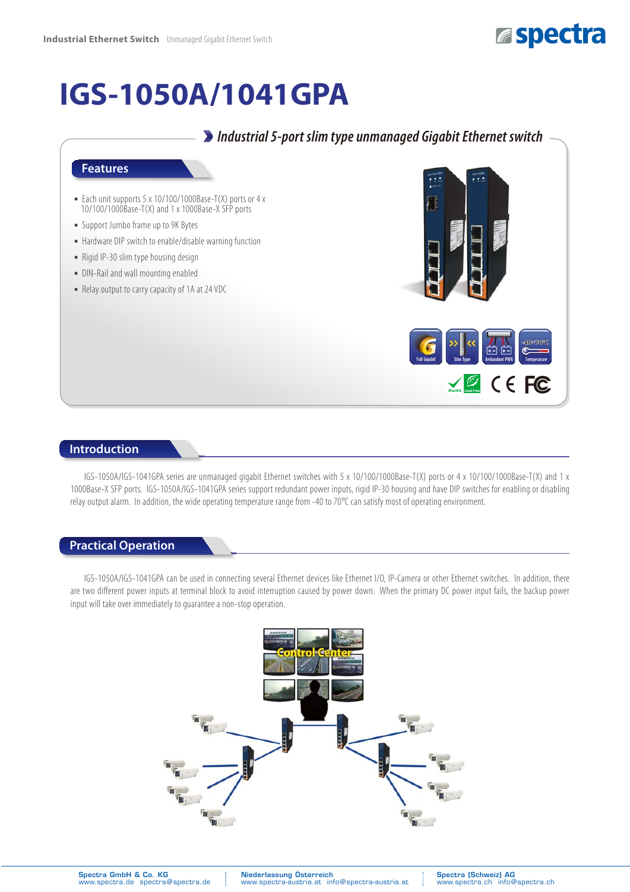# IGS-1050A/1041GPA

**Industrial 5-port slim type unmanaged Gigabit Ethernet switch**

## Features

- Each unit supports 5 x 10/100/1000Base-T(X) ports or 4 x 10/100/1000Base-T(X) and 1 x 1000Base-X SFP ports
- Support Jumbo frame up to 9K Bytes
- Hardware DIP switch to enable/disable warning function
- Rigid IP-30 slim type housing design
- DIN-Rail and wall mounting enabled
- Relay output to carry capacity of 1A at 24 VDC

## Introduction

IGS-1050A/IGS-1041GPA series are unmanaged gigabit Ethernet switches with 5 x 10/100/1000Base-T(X) ports or 4 x 10/100/1000Base-T(X) and 1 x 1000Base-X SFP ports. IGS-1050A/IGS-1041GPA series support redundant power inputs, rigid IP-30 housing and have DIP switches for enabling or disabling relay output alarm. In addition, the wide operating temperature range from -40 to 70°C can satisfy most of operating environment.

## Practical Operation

IGS-1050A/IGS-1041GPA can be used in connecting several Ethernet devices like Ethernet I/O, IP-Camera or other Ethernet switches. In addition, there are two different power inputs at terminal block to avoid interruption caused by power down. When the primary DC power input fails, the backup power input will take over immediately to guarantee a non-stop operation.

**Spectra GmbH & Co. KG**
www.spectra.de spectra@spectra.de

**Niederlassung Österreich**
www.spectra-austria.at info@spectra-austria.at

**Spectra (Schweiz) AG**
www.spectra.ch info@spectra.ch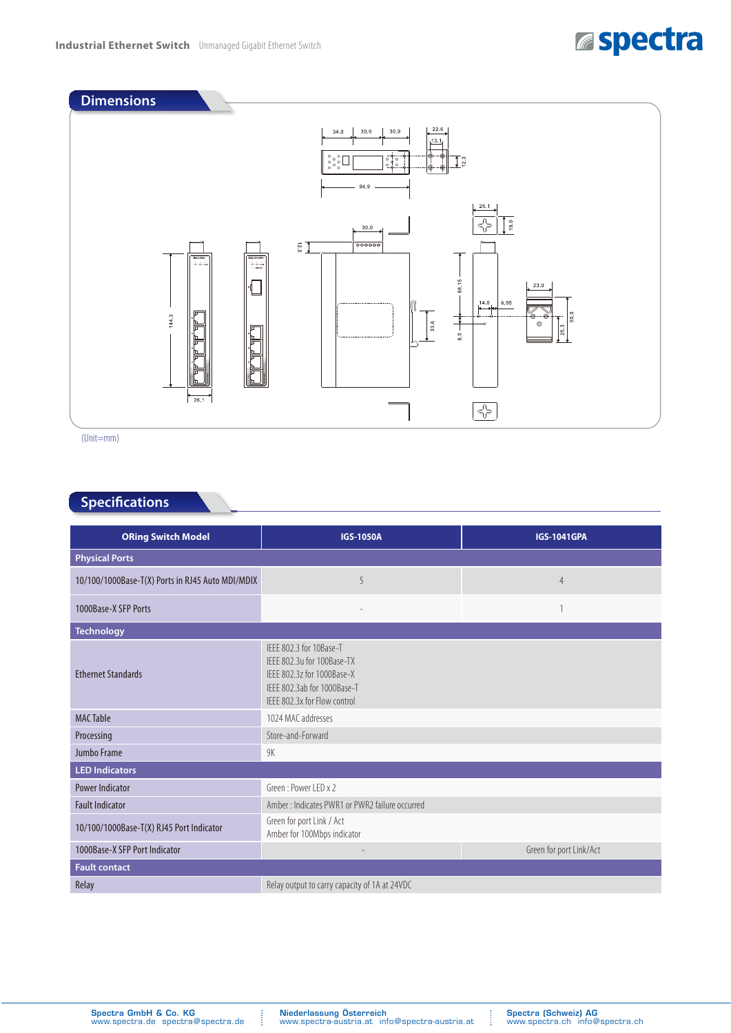## Dimensions

(Unit=mm)

## Specifications

| ORing Switch Model | IGS-1050A | IGS-1041GPA |
|---|---|---|
| **Physical Ports** | | |
| 10/100/1000Base-T(X) Ports in RJ45 Auto MDI/MDIX | 5 | 4 |
| 1000Base-X SFP Ports | - | 1 |
| **Technology** | | |
| Ethernet Standards | IEEE 802.3 for 10Base-T<br>IEEE 802.3u for 100Base-TX<br>IEEE 802.3z for 1000Base-X<br>IEEE 802.3ab for 1000Base-T<br>IEEE 802.3x for Flow control | |
| MAC Table | 1024 MAC addresses | |
| Processing | Store-and-Forward | |
| Jumbo Frame | 9K | |
| **LED Indicators** | | |
| Power Indicator | Green : Power LED x 2 | |
| Fault Indicator | Amber : Indicates PWR1 or PWR2 failure occurred | |
| 10/100/1000Base-T(X) RJ45 Port Indicator | Green for port Link / Act<br>Amber for 100Mbps indicator | |
| 1000Base-X SFP Port Indicator | - | Green for port Link/Act |
| **Fault contact** | | |
| Relay | Relay output to carry capacity of 1A at 24VDC | |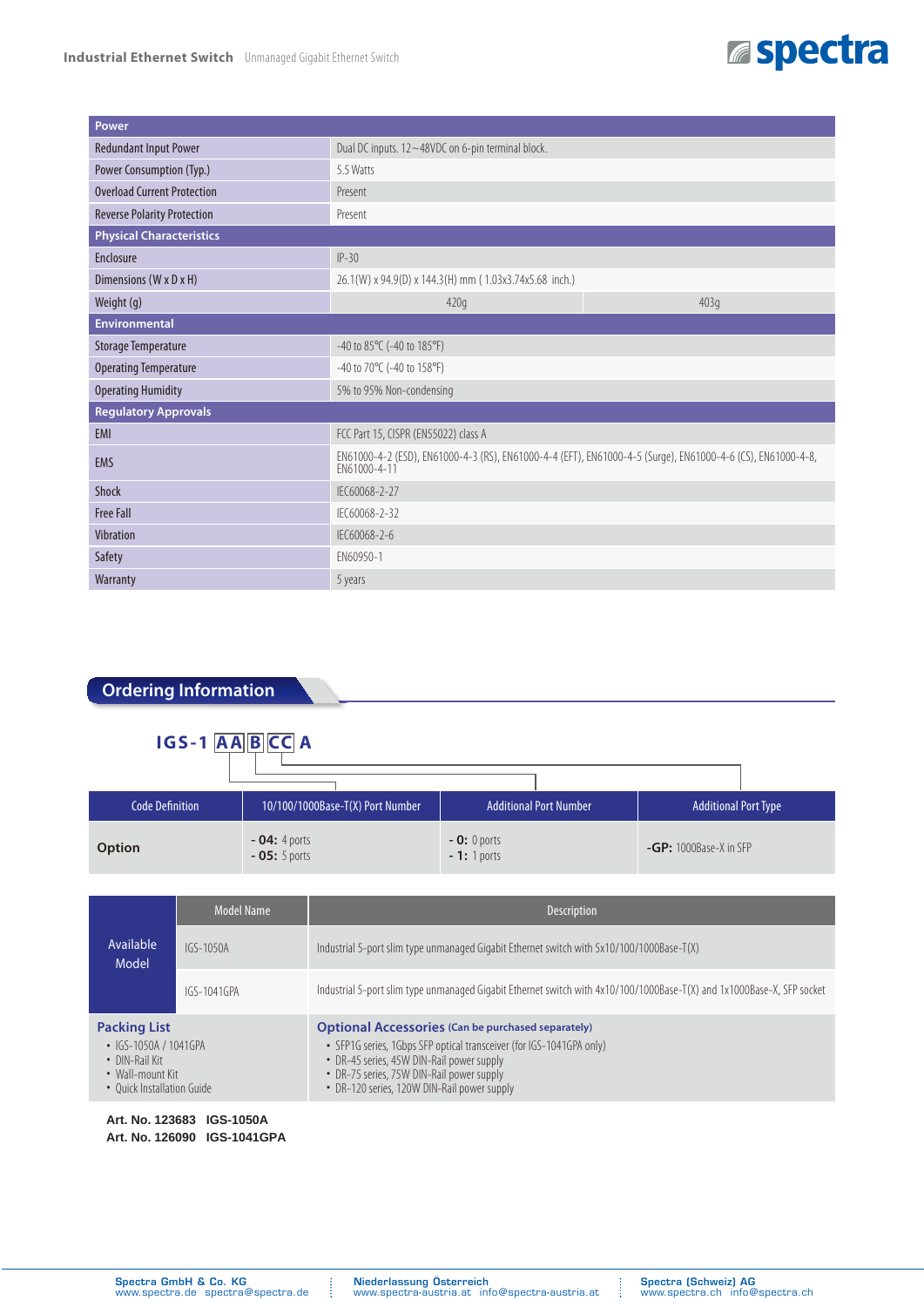| | | |
|---|---|---|
| **Power** | | |
| Redundant Input Power | Dual DC inputs. 12~48VDC on 6-pin terminal block. | |
| Power Consumption (Typ.) | 5.5 Watts | |
| Overload Current Protection | Present | |
| Reverse Polarity Protection | Present | |
| **Physical Characteristics** | | |
| Enclosure | IP-30 | |
| Dimensions (W x D x H) | 26.1(W) x 94.9(D) x 144.3(H) mm ( 1.03x3.74x5.68 inch.) | |
| Weight (g) | 420g | 403g |
| **Environmental** | | |
| Storage Temperature | -40 to 85°C (-40 to 185°F) | |
| Operating Temperature | -40 to 70°C (-40 to 158°F) | |
| Operating Humidity | 5% to 95% Non-condensing | |
| **Regulatory Approvals** | | |
| EMI | FCC Part 15, CISPR (EN55022) class A | |
| EMS | EN61000-4-2 (ESD), EN61000-4-3 (RS), EN61000-4-4 (EFT), EN61000-4-5 (Surge), EN61000-4-6 (CS), EN61000-4-8, EN61000-4-11 | |
| Shock | IEC60068-2-27 | |
| Free Fall | IEC60068-2-32 | |
| Vibration | IEC60068-2-6 | |
| Safety | EN60950-1 | |
| Warranty | 5 years | |

## Ordering Information

**IGS-1 AA B CC A**

| Code Definition | 10/100/1000Base-T(X) Port Number | Additional Port Number | Additional Port Type |
|---|---|---|---|
| **Option** | **- 04:** 4 ports<br>**- 05:** 5 ports | **- 0:** 0 ports<br>**- 1:** 1 ports | **-GP:** 1000Base-X in SFP |

| Available Model | Model Name | Description |
|---|---|---|
| | IGS-1050A | Industrial 5-port slim type unmanaged Gigabit Ethernet switch with 5x10/100/1000Base-T(X) |
| | IGS-1041GPA | Industrial 5-port slim type unmanaged Gigabit Ethernet switch with 4x10/100/1000Base-T(X) and 1x1000Base-X, SFP socket |

**Packing List**
- IGS-1050A / 1041GPA
- DIN-Rail Kit
- Wall-mount Kit
- Quick Installation Guide

**Optional Accessories** (Can be purchased separately)
- SFP1G series, 1Gbps SFP optical transceiver (for IGS-1041GPA only)
- DR-45 series, 45W DIN-Rail power supply
- DR-75 series, 75W DIN-Rail power supply
- DR-120 series, 120W DIN-Rail power supply

**Art. No. 123683 IGS-1050A**
**Art. No. 126090 IGS-1041GPA**